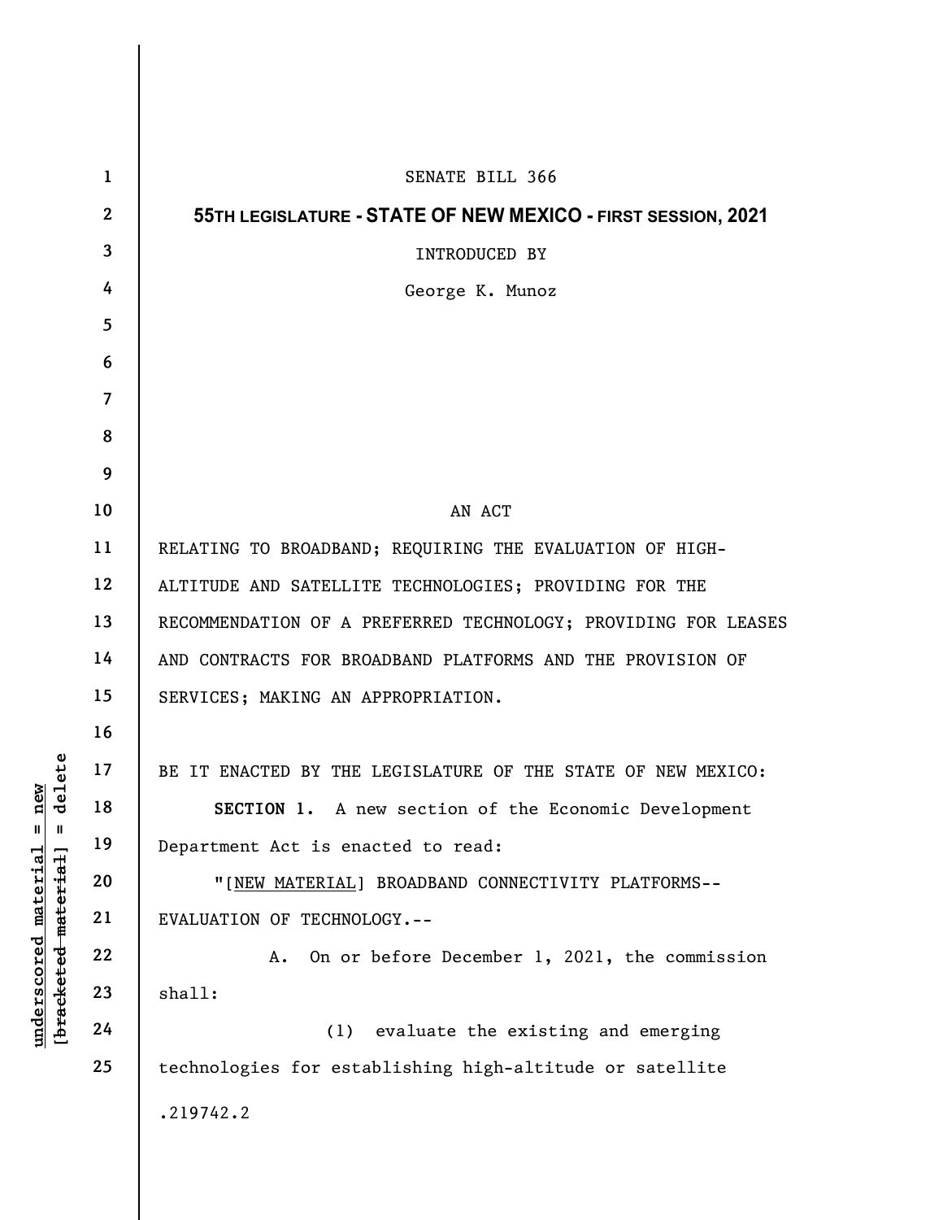SENATE BILL 366

**55TH LEGISLATURE - STATE OF NEW MEXICO - FIRST SESSION, 2021**

INTRODUCED BY

George K. Munoz

AN ACT

RELATING TO BROADBAND; REQUIRING THE EVALUATION OF HIGH-ALTITUDE AND SATELLITE TECHNOLOGIES; PROVIDING FOR THE RECOMMENDATION OF A PREFERRED TECHNOLOGY; PROVIDING FOR LEASES AND CONTRACTS FOR BROADBAND PLATFORMS AND THE PROVISION OF SERVICES; MAKING AN APPROPRIATION.

BE IT ENACTED BY THE LEGISLATURE OF THE STATE OF NEW MEXICO:

**SECTION 1.** A new section of the Economic Development Department Act is enacted to read:

"[NEW MATERIAL] BROADBAND CONNECTIVITY PLATFORMS--EVALUATION OF TECHNOLOGY.--

A. On or before December 1, 2021, the commission shall:

(1) evaluate the existing and emerging technologies for establishing high-altitude or satellite

.219742.2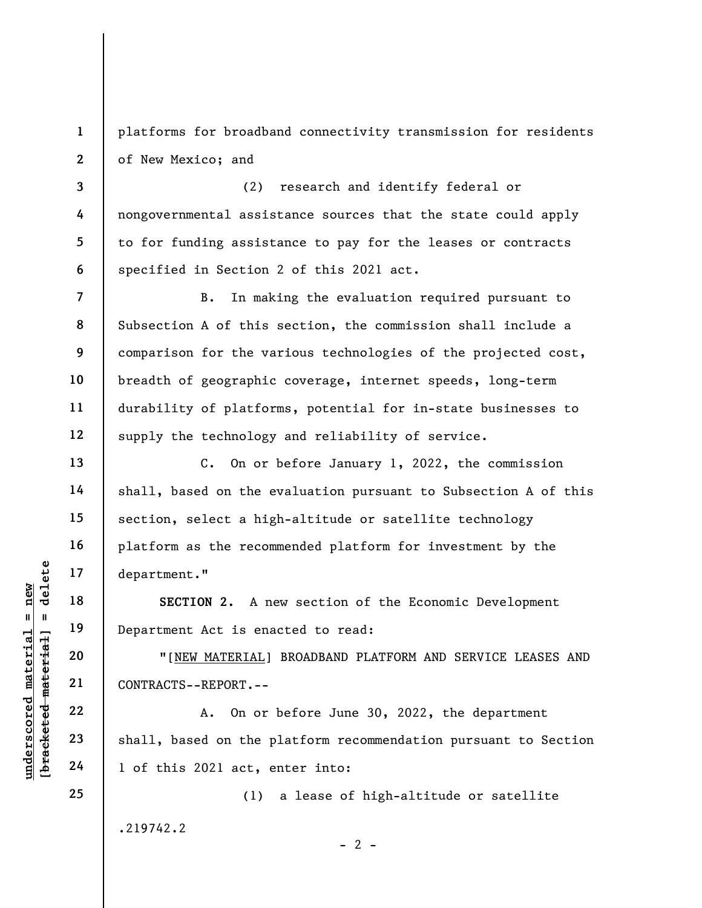platforms for broadband connectivity transmission for residents of New Mexico; and

(2) research and identify federal or nongovernmental assistance sources that the state could apply to for funding assistance to pay for the leases or contracts specified in Section 2 of this 2021 act.

B. In making the evaluation required pursuant to Subsection A of this section, the commission shall include a comparison for the various technologies of the projected cost, breadth of geographic coverage, internet speeds, long-term durability of platforms, potential for in-state businesses to supply the technology and reliability of service.

C. On or before January 1, 2022, the commission shall, based on the evaluation pursuant to Subsection A of this section, select a high-altitude or satellite technology platform as the recommended platform for investment by the department."

**SECTION 2.** A new section of the Economic Development Department Act is enacted to read:

"[NEW MATERIAL] BROADBAND PLATFORM AND SERVICE LEASES AND CONTRACTS--REPORT.--

A. On or before June 30, 2022, the department shall, based on the platform recommendation pursuant to Section 1 of this 2021 act, enter into:

(1) a lease of high-altitude or satellite

.219742.2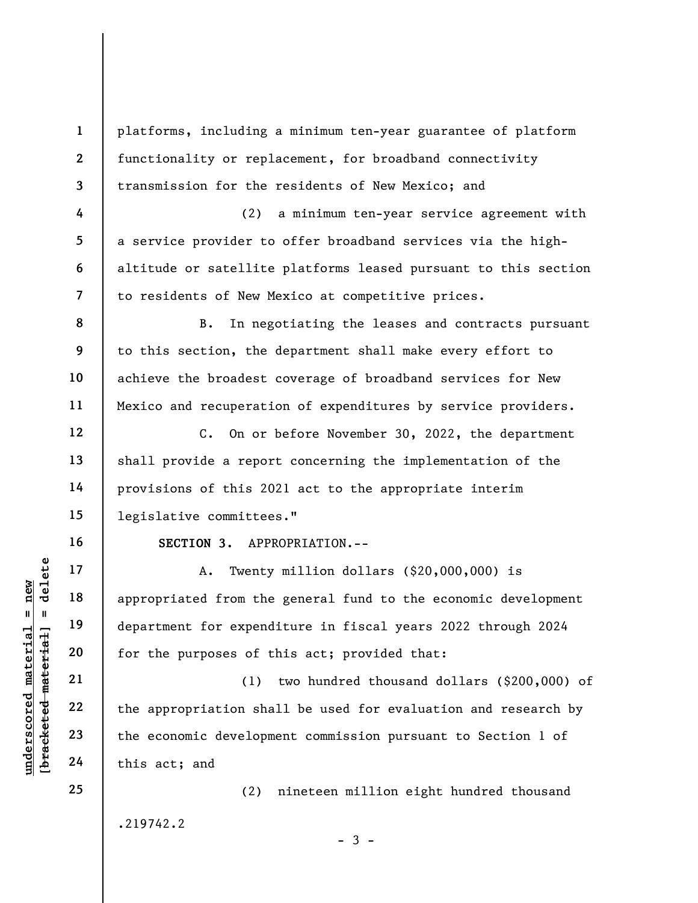platforms, including a minimum ten-year guarantee of platform functionality or replacement, for broadband connectivity transmission for the residents of New Mexico; and

(2) a minimum ten-year service agreement with a service provider to offer broadband services via the high-altitude or satellite platforms leased pursuant to this section to residents of New Mexico at competitive prices.

B. In negotiating the leases and contracts pursuant to this section, the department shall make every effort to achieve the broadest coverage of broadband services for New Mexico and recuperation of expenditures by service providers.

C. On or before November 30, 2022, the department shall provide a report concerning the implementation of the provisions of this 2021 act to the appropriate interim legislative committees."

**SECTION 3.** APPROPRIATION.--

A. Twenty million dollars ($20,000,000) is appropriated from the general fund to the economic development department for expenditure in fiscal years 2022 through 2024 for the purposes of this act; provided that:

(1) two hundred thousand dollars ($200,000) of the appropriation shall be used for evaluation and research by the economic development commission pursuant to Section 1 of this act; and

(2) nineteen million eight hundred thousand

.219742.2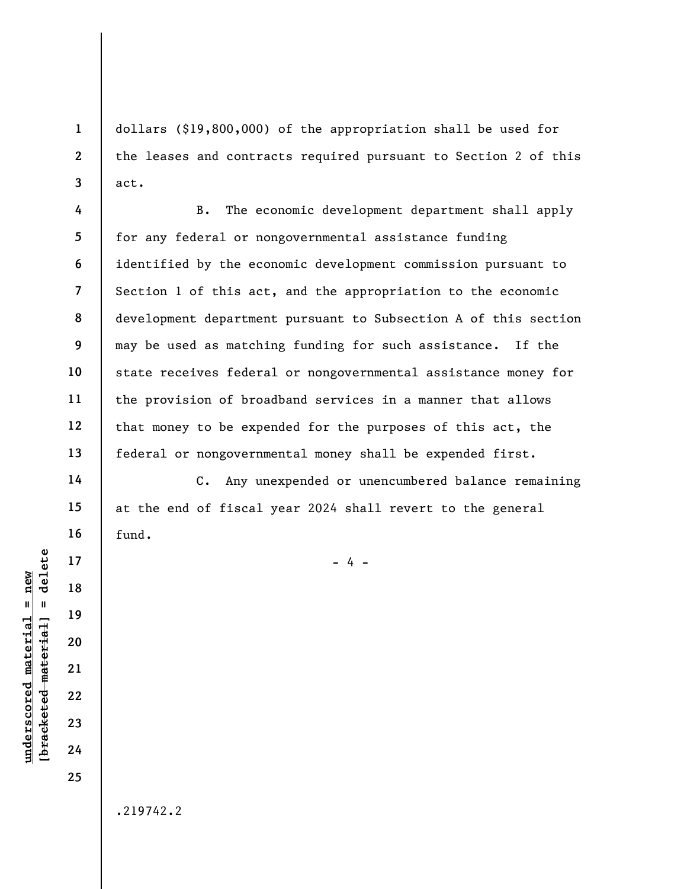dollars ($19,800,000) of the appropriation shall be used for the leases and contracts required pursuant to Section 2 of this act.

B. The economic development department shall apply for any federal or nongovernmental assistance funding identified by the economic development commission pursuant to Section 1 of this act, and the appropriation to the economic development department pursuant to Subsection A of this section may be used as matching funding for such assistance. If the state receives federal or nongovernmental assistance money for the provision of broadband services in a manner that allows that money to be expended for the purposes of this act, the federal or nongovernmental money shall be expended first.

C. Any unexpended or unencumbered balance remaining at the end of fiscal year 2024 shall revert to the general fund.

.219742.2